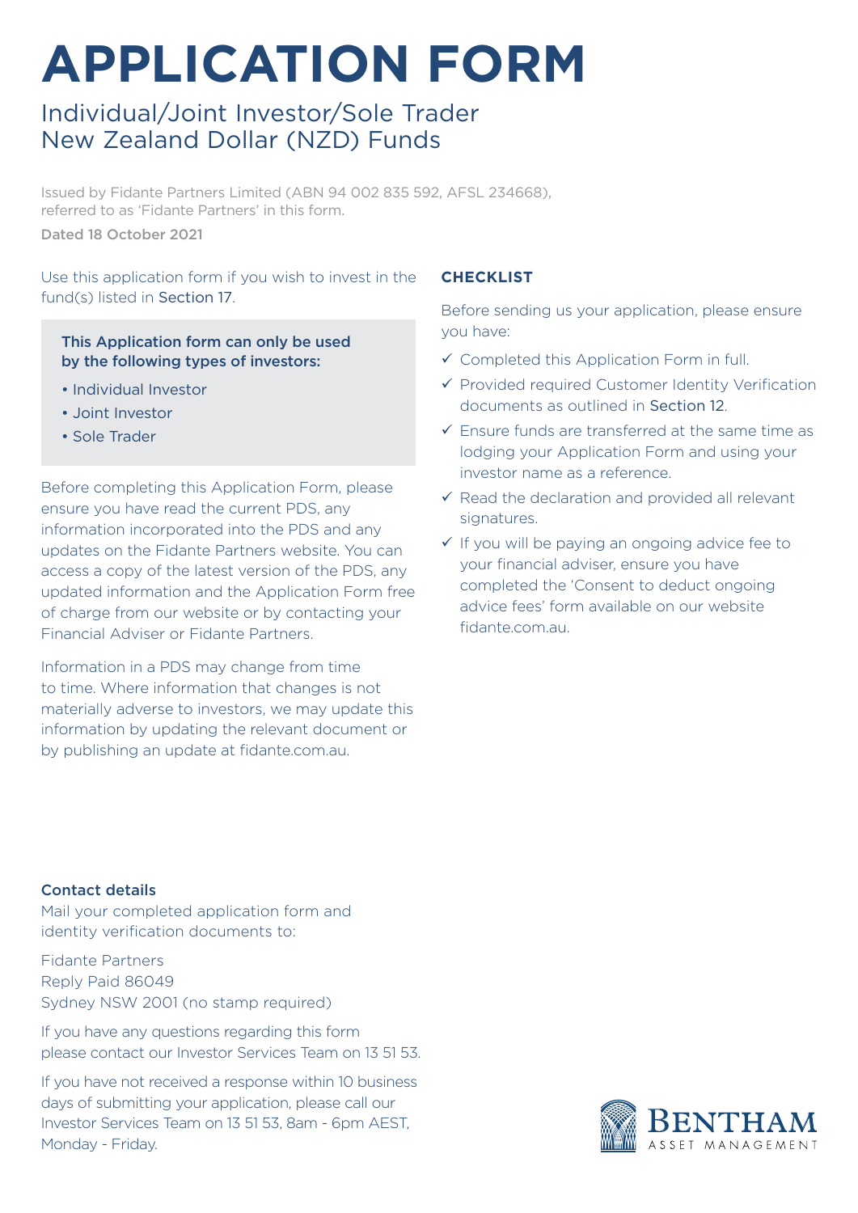# APPLICATION FORM

## Individual/Joint Investor/Sole Trader New Zealand Dollar (NZD) Funds

Issued by Fidante Partners Limited (ABN 94 002 835 592, AFSL 234668), referred to as 'Fidante Partners' in this form.

Dated 18 October 2021

Use this application form if you wish to invest in the fund(s) listed in Section 17.

**This Application Form can only be used by the following types of investors:**

- Individual Investor
- Joint Investor
- Sole Trader

Before completing this Application Form, please ensure you have read the current PDS, any information incorporated into the PDS and any updates on the Fidante Partners website. You can access a copy of the latest version of the PDS, any updated information and the Application Form free of charge from our website or by contacting your Financial Adviser or Fidante Partners.

Information in a PDS may change from time to time. Where information that changes is not materially adverse to investors, we may update this information by updating the relevant document or by publishing an update at fidante.com.au.

### CHECKLIST

Before sending us your application, please ensure you have:

- ✓ Completed this Application Form in full.
- ✓ Provided required Customer Identity Verification documents as outlined in Section 12.
- ✓ Ensure funds are transferred at the same time as lodging your Application Form and using your investor name as a reference.
- ✓ Read the declaration and provided all relevant signatures.
- ✓ If you will be paying an ongoing advice fee to your financial adviser, ensure you have completed the 'Consent to deduct ongoing advice fees' form available on our website fidante.com.au.

### Contact details

Mail your completed application form and identity verification documents to:

Fidante Partners
Reply Paid 86049
Sydney NSW 2001 (no stamp required)

If you have any questions regarding this form please contact our Investor Services Team on 13 51 53.

If you have not received a response within 10 business days of submitting your application, please call our Investor Services Team on 13 51 53, 8am - 6pm AEST, Monday - Friday.

BENTHAM ASSET MANAGEMENT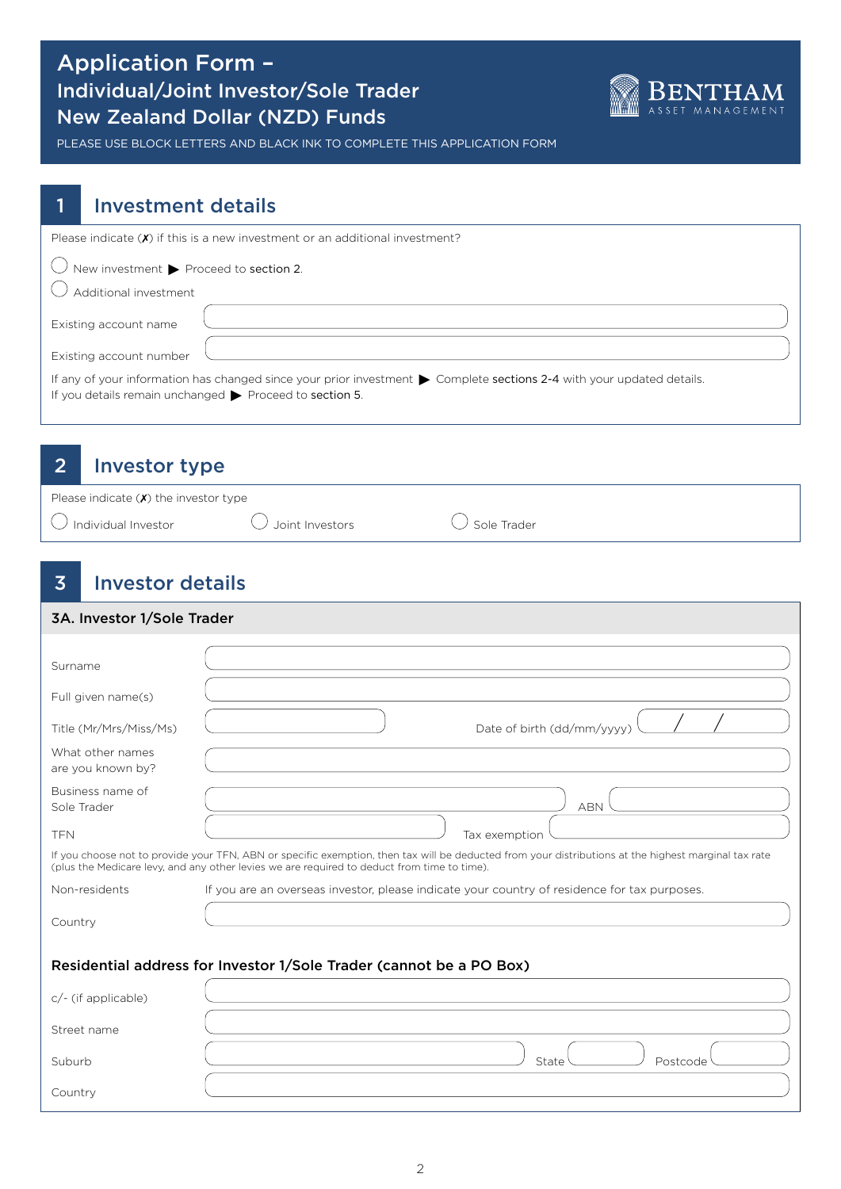# Application Form –
## Individual/Joint Investor/Sole Trader
## New Zealand Dollar (NZD) Funds

PLEASE USE BLOCK LETTERS AND BLACK INK TO COMPLETE THIS APPLICATION FORM

## 1 Investment details

Please indicate (✗) if this is a new investment or an additional investment?

◯ New investment ▶ Proceed to **section 2**.

◯ Additional investment

Existing account name

Existing account number

If any of your information has changed since your prior investment ▶ Complete **sections 2-4** with your updated details.
If you details remain unchanged ▶ Proceed to **section 5**.

## 2 Investor type

Please indicate (✗) the investor type

◯ Individual Investor ◯ Joint Investors ◯ Sole Trader

## 3 Investor details

### 3A. Investor 1/Sole Trader

Surname

Full given name(s)

Title (Mr/Mrs/Miss/Ms) Date of birth (dd/mm/yyyy) / /

What other names are you known by?

Business name of Sole Trader ABN

TFN Tax exemption

If you choose not to provide your TFN, ABN or specific exemption, then tax will be deducted from your distributions at the highest marginal tax rate (plus the Medicare levy, and any other levies we are required to deduct from time to time).

Non-residents If you are an overseas investor, please indicate your country of residence for tax purposes.

Country

### Residential address for Investor 1/Sole Trader (cannot be a PO Box)

c/- (if applicable)

Street name

Suburb State Postcode

Country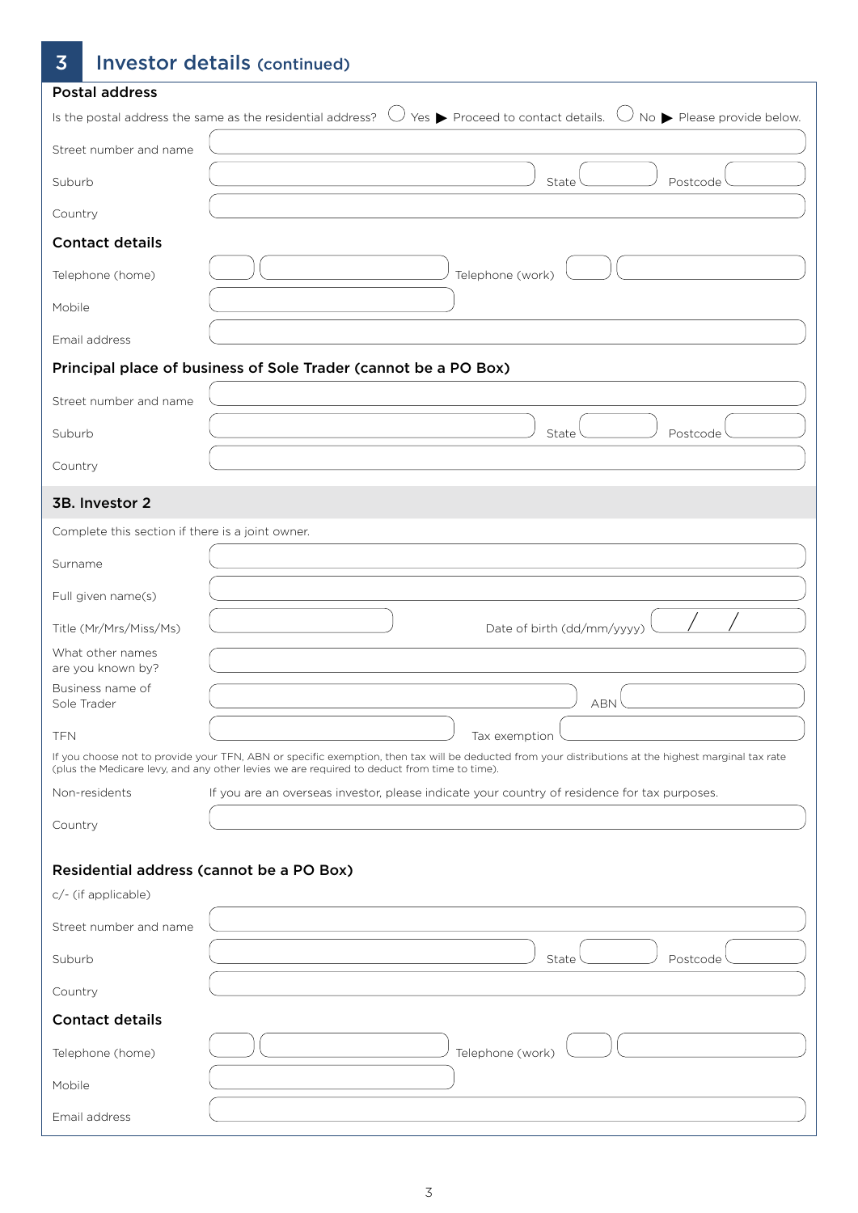## 3 Investor details (continued)

### Postal address

Is the postal address the same as the residential address? ◯ Yes ▶ Proceed to contact details. ◯ No ▶ Please provide below.

Street number and name

Suburb　　State　　Postcode

Country

### Contact details

Telephone (home)　　Telephone (work)

Mobile

Email address

### Principal place of business of Sole Trader (cannot be a PO Box)

Street number and name

Suburb　　State　　Postcode

Country

### 3B. Investor 2

Complete this section if there is a joint owner.

Surname

Full given name(s)

Title (Mr/Mrs/Miss/Ms)　　Date of birth (dd/mm/yyyy) / /

What other names are you known by?

Business name of Sole Trader　　ABN

TFN　　Tax exemption

If you choose not to provide your TFN, ABN or specific exemption, then tax will be deducted from your distributions at the highest marginal tax rate (plus the Medicare levy, and any other levies we are required to deduct from time to time).

Non-residents　　If you are an overseas investor, please indicate your country of residence for tax purposes.

Country

### Residential address (cannot be a PO Box)

c/- (if applicable)

Street number and name

Suburb　　State　　Postcode

Country

### Contact details

Telephone (home)　　Telephone (work)

Mobile

Email address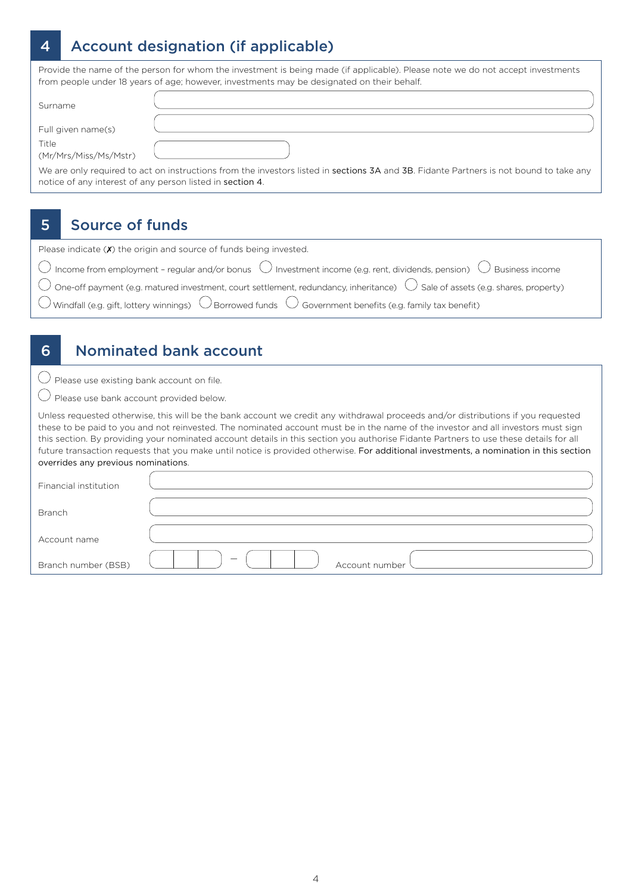## 4 Account designation (if applicable)

Provide the name of the person for whom the investment is being made (if applicable). Please note we do not accept investments from people under 18 years of age; however, investments may be designated on their behalf.

Surname

Full given name(s)

Title (Mr/Mrs/Miss/Ms/Mstr)

We are only required to act on instructions from the investors listed in sections 3A and 3B. Fidante Partners is not bound to take any notice of any interest of any person listed in section 4.

## 5 Source of funds

Please indicate (✗) the origin and source of funds being invested.

- ◯ Income from employment – regular and/or bonus
- ◯ Investment income (e.g. rent, dividends, pension)
- ◯ Business income
- ◯ One-off payment (e.g. matured investment, court settlement, redundancy, inheritance)
- ◯ Sale of assets (e.g. shares, property)
- ◯ Windfall (e.g. gift, lottery winnings)
- ◯ Borrowed funds
- ◯ Government benefits (e.g. family tax benefit)

## 6 Nominated bank account

- ◯ Please use existing bank account on file.
- ◯ Please use bank account provided below.

Unless requested otherwise, this will be the bank account we credit any withdrawal proceeds and/or distributions if you requested these to be paid to you and not reinvested. The nominated account must be in the name of the investor and all investors must sign this section. By providing your nominated account details in this section you authorise Fidante Partners to use these details for all future transaction requests that you make until notice is provided otherwise. For additional investments, a nomination in this section overrides any previous nominations.

Financial institution

Branch

Account name

Branch number (BSB) – Account number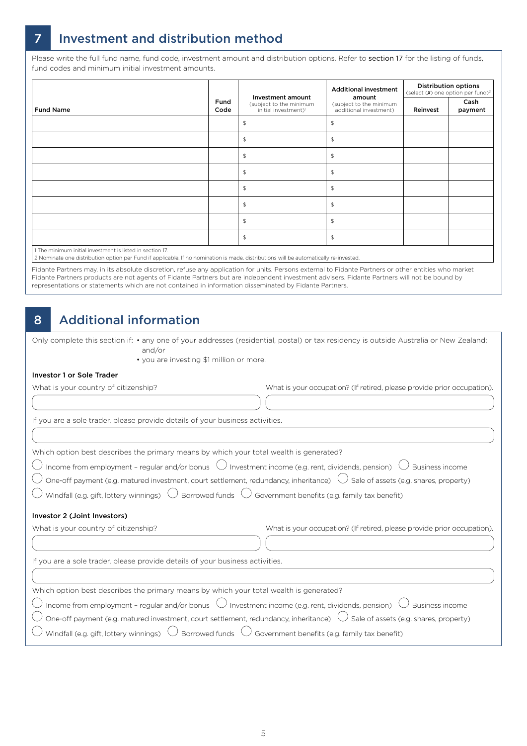## 7 Investment and distribution method

Please write the full fund name, fund code, investment amount and distribution options. Refer to section 17 for the listing of funds, fund codes and minimum initial investment amounts.

| Fund Name | Fund Code | Investment amount (subject to the minimum initial investment)[1] | Additional investment amount (subject to the minimum additional investment) | Distribution options (select (✗) one option per fund)[2] | |
|---|---|---|---|---|---|
| | | | | Reinvest | Cash payment |
| | | $ | $ | | |
| | | $ | $ | | |
| | | $ | $ | | |
| | | $ | $ | | |
| | | $ | $ | | |
| | | $ | $ | | |
| | | $ | $ | | |
| | | $ | $ | | |

1 The minimum initial investment is listed in section 17.
2 Nominate one distribution option per Fund if applicable. If no nomination is made, distributions will be automatically re-invested.

Fidante Partners may, in its absolute discretion, refuse any application for units. Persons external to Fidante Partners or other entities who market Fidante Partners products are not agents of Fidante Partners but are independent investment advisers. Fidante Partners will not be bound by representations or statements which are not contained in information disseminated by Fidante Partners.

## 8 Additional information

Only complete this section if:
- any one of your addresses (residential, postal) or tax residency is outside Australia or New Zealand; and/or
- you are investing $1 million or more.

### Investor 1 or Sole Trader

What is your country of citizenship?

What is your occupation? (If retired, please provide prior occupation).

If you are a sole trader, please provide details of your business activities.

Which option best describes the primary means by which your total wealth is generated?

◯ Income from employment – regular and/or bonus ◯ Investment income (e.g. rent, dividends, pension) ◯ Business income
◯ One-off payment (e.g. matured investment, court settlement, redundancy, inheritance) ◯ Sale of assets (e.g. shares, property)
◯ Windfall (e.g. gift, lottery winnings) ◯ Borrowed funds ◯ Government benefits (e.g. family tax benefit)

### Investor 2 (Joint Investors)

What is your country of citizenship?

What is your occupation? (If retired, please provide prior occupation).

If you are a sole trader, please provide details of your business activities.

Which option best describes the primary means by which your total wealth is generated?

◯ Income from employment – regular and/or bonus ◯ Investment income (e.g. rent, dividends, pension) ◯ Business income
◯ One-off payment (e.g. matured investment, court settlement, redundancy, inheritance) ◯ Sale of assets (e.g. shares, property)
◯ Windfall (e.g. gift, lottery winnings) ◯ Borrowed funds ◯ Government benefits (e.g. family tax benefit)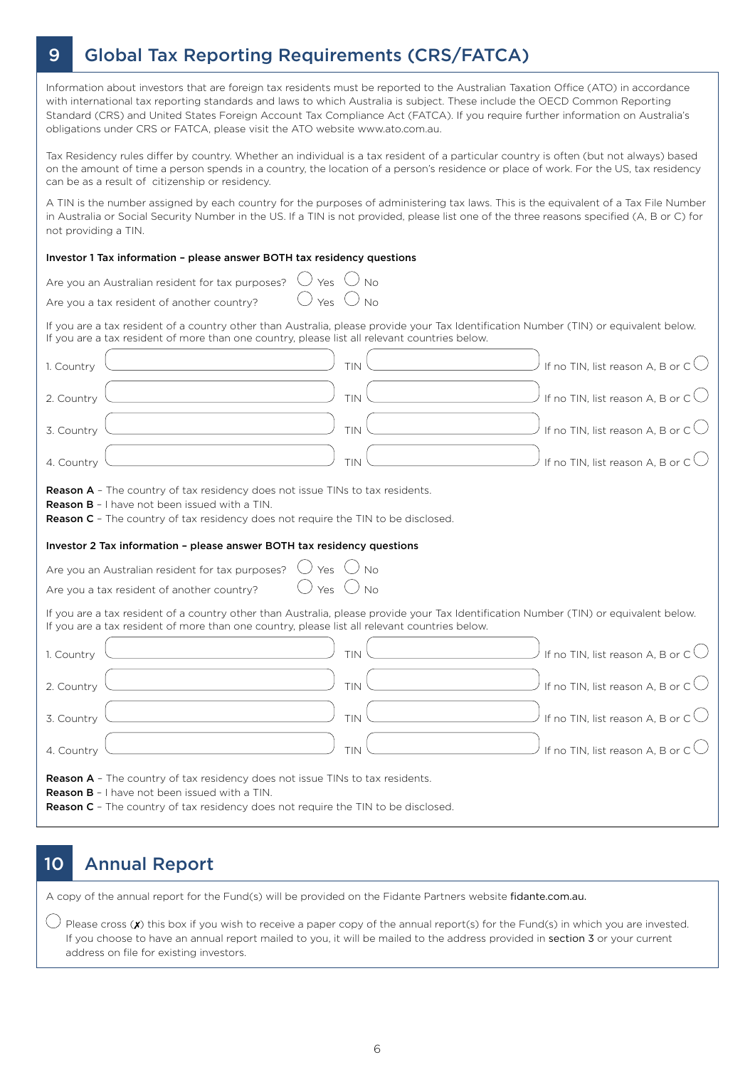## 9 Global Tax Reporting Requirements (CRS/FATCA)

Information about investors that are foreign tax residents must be reported to the Australian Taxation Office (ATO) in accordance with international tax reporting standards and laws to which Australia is subject. These include the OECD Common Reporting Standard (CRS) and United States Foreign Account Tax Compliance Act (FATCA). If you require further information on Australia's obligations under CRS or FATCA, please visit the ATO website www.ato.com.au.

Tax Residency rules differ by country. Whether an individual is a tax resident of a particular country is often (but not always) based on the amount of time a person spends in a country, the location of a person's residence or place of work. For the US, tax residency can be as a result of citizenship or residency.

A TIN is the number assigned by each country for the purposes of administering tax laws. This is the equivalent of a Tax File Number in Australia or Social Security Number in the US. If a TIN is not provided, please list one of the three reasons specified (A, B or C) for not providing a TIN.

**Investor 1 Tax information – please answer BOTH tax residency questions**

Are you an Australian resident for tax purposes? ◯ Yes ◯ No

Are you a tax resident of another country? ◯ Yes ◯ No

If you are a tax resident of a country other than Australia, please provide your Tax Identification Number (TIN) or equivalent below. If you are a tax resident of more than one country, please list all relevant countries below.

| | Country | TIN | If no TIN, list reason A, B or C |
|---|---|---|---|
| 1. | | | ◯ |
| 2. | | | ◯ |
| 3. | | | ◯ |
| 4. | | | ◯ |

**Reason A** – The country of tax residency does not issue TINs to tax residents.
**Reason B** – I have not been issued with a TIN.
**Reason C** – The country of tax residency does not require the TIN to be disclosed.

**Investor 2 Tax information – please answer BOTH tax residency questions**

Are you an Australian resident for tax purposes? ◯ Yes ◯ No

Are you a tax resident of another country? ◯ Yes ◯ No

If you are a tax resident of a country other than Australia, please provide your Tax Identification Number (TIN) or equivalent below. If you are a tax resident of more than one country, please list all relevant countries below.

| | Country | TIN | If no TIN, list reason A, B or C |
|---|---|---|---|
| 1. | | | ◯ |
| 2. | | | ◯ |
| 3. | | | ◯ |
| 4. | | | ◯ |

**Reason A** – The country of tax residency does not issue TINs to tax residents.
**Reason B** – I have not been issued with a TIN.
**Reason C** – The country of tax residency does not require the TIN to be disclosed.

## 10 Annual Report

A copy of the annual report for the Fund(s) will be provided on the Fidante Partners website fidante.com.au.

◯ Please cross (✗) this box if you wish to receive a paper copy of the annual report(s) for the Fund(s) in which you are invested. If you choose to have an annual report mailed to you, it will be mailed to the address provided in section 3 or your current address on file for existing investors.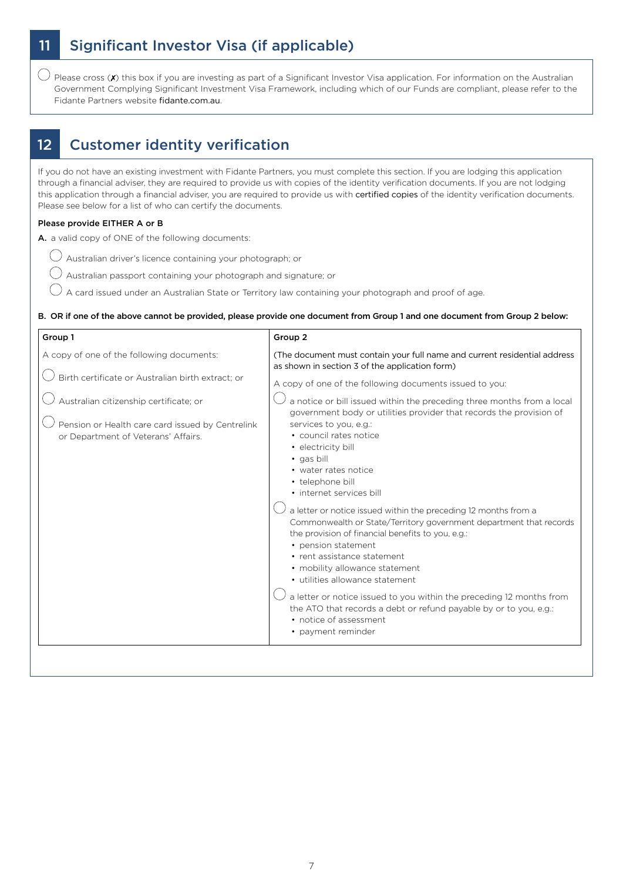## 11 Significant Investor Visa (if applicable)

○ Please cross (✗) this box if you are investing as part of a Significant Investor Visa application. For information on the Australian Government Complying Significant Investment Visa Framework, including which of our Funds are compliant, please refer to the Fidante Partners website fidante.com.au.

## 12 Customer identity verification

If you do not have an existing investment with Fidante Partners, you must complete this section. If you are lodging this application through a financial adviser, they are required to provide us with copies of the identity verification documents. If you are not lodging this application through a financial adviser, you are required to provide us with certified copies of the identity verification documents. Please see below for a list of who can certify the documents.

**Please provide EITHER A or B**

**A.** a valid copy of ONE of the following documents:

- ○ Australian driver's licence containing your photograph; or
- ○ Australian passport containing your photograph and signature; or
- ○ A card issued under an Australian State or Territory law containing your photograph and proof of age.

**B. OR if one of the above cannot be provided, please provide one document from Group 1 and one document from Group 2 below:**

| **Group 1** | **Group 2** |
|---|---|
| A copy of one of the following documents:<br><br>○ Birth certificate or Australian birth extract; or<br><br>○ Australian citizenship certificate; or<br><br>○ Pension or Health care card issued by Centrelink or Department of Veterans' Affairs. | (The document must contain your full name and current residential address as shown in section 3 of the application form)<br><br>A copy of one of the following documents issued to you:<br><br>○ a notice or bill issued within the preceding three months from a local government body or utilities provider that records the provision of services to you, e.g.:<br>• council rates notice<br>• electricity bill<br>• gas bill<br>• water rates notice<br>• telephone bill<br>• internet services bill<br><br>○ a letter or notice issued within the preceding 12 months from a Commonwealth or State/Territory government department that records the provision of financial benefits to you, e.g.:<br>• pension statement<br>• rent assistance statement<br>• mobility allowance statement<br>• utilities allowance statement<br><br>○ a letter or notice issued to you within the preceding 12 months from the ATO that records a debt or refund payable by or to you, e.g.:<br>• notice of assessment<br>• payment reminder |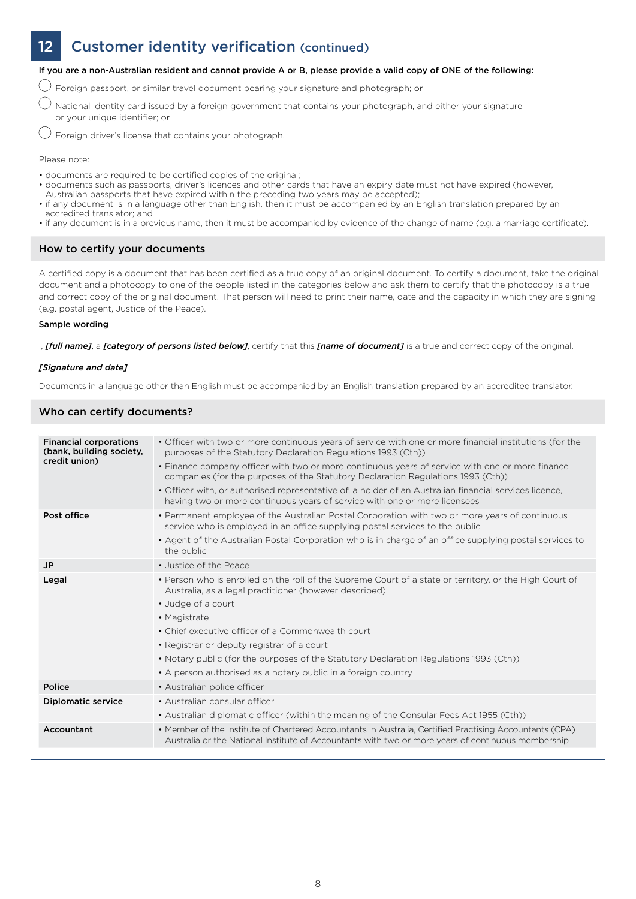## 12 Customer identity verification (continued)

**If you are a non-Australian resident and cannot provide A or B, please provide a valid copy of ONE of the following:**

- ◯ Foreign passport, or similar travel document bearing your signature and photograph; or
- ◯ National identity card issued by a foreign government that contains your photograph, and either your signature or your unique identifier; or
- ◯ Foreign driver's license that contains your photograph.

Please note:

- documents are required to be certified copies of the original;
- documents such as passports, driver's licences and other cards that have an expiry date must not have expired (however, Australian passports that have expired within the preceding two years may be accepted);
- if any document is in a language other than English, then it must be accompanied by an English translation prepared by an accredited translator; and
- if any document is in a previous name, then it must be accompanied by evidence of the change of name (e.g. a marriage certificate).

### How to certify your documents

A certified copy is a document that has been certified as a true copy of an original document. To certify a document, take the original document and a photocopy to one of the people listed in the categories below and ask them to certify that the photocopy is a true and correct copy of the original document. That person will need to print their name, date and the capacity in which they are signing (e.g. postal agent, Justice of the Peace).

**Sample wording**

I, ***[full name]***, a ***[category of persons listed below]***, certify that this ***[name of document]*** is a true and correct copy of the original.

***[Signature and date]***

Documents in a language other than English must be accompanied by an English translation prepared by an accredited translator.

### Who can certify documents?

| | |
|---|---|
| **Financial corporations (bank, building society, credit union)** | • Officer with two or more continuous years of service with one or more financial institutions (for the purposes of the Statutory Declaration Regulations 1993 (Cth))<br>• Finance company officer with two or more continuous years of service with one or more finance companies (for the purposes of the Statutory Declaration Regulations 1993 (Cth))<br>• Officer with, or authorised representative of, a holder of an Australian financial services licence, having two or more continuous years of service with one or more licensees |
| **Post office** | • Permanent employee of the Australian Postal Corporation with two or more years of continuous service who is employed in an office supplying postal services to the public<br>• Agent of the Australian Postal Corporation who is in charge of an office supplying postal services to the public |
| **JP** | • Justice of the Peace |
| **Legal** | • Person who is enrolled on the roll of the Supreme Court of a state or territory, or the High Court of Australia, as a legal practitioner (however described)<br>• Judge of a court<br>• Magistrate<br>• Chief executive officer of a Commonwealth court<br>• Registrar or deputy registrar of a court<br>• Notary public (for the purposes of the Statutory Declaration Regulations 1993 (Cth))<br>• A person authorised as a notary public in a foreign country |
| **Police** | • Australian police officer |
| **Diplomatic service** | • Australian consular officer<br>• Australian diplomatic officer (within the meaning of the Consular Fees Act 1955 (Cth)) |
| **Accountant** | • Member of the Institute of Chartered Accountants in Australia, Certified Practising Accountants (CPA) Australia or the National Institute of Accountants with two or more years of continuous membership |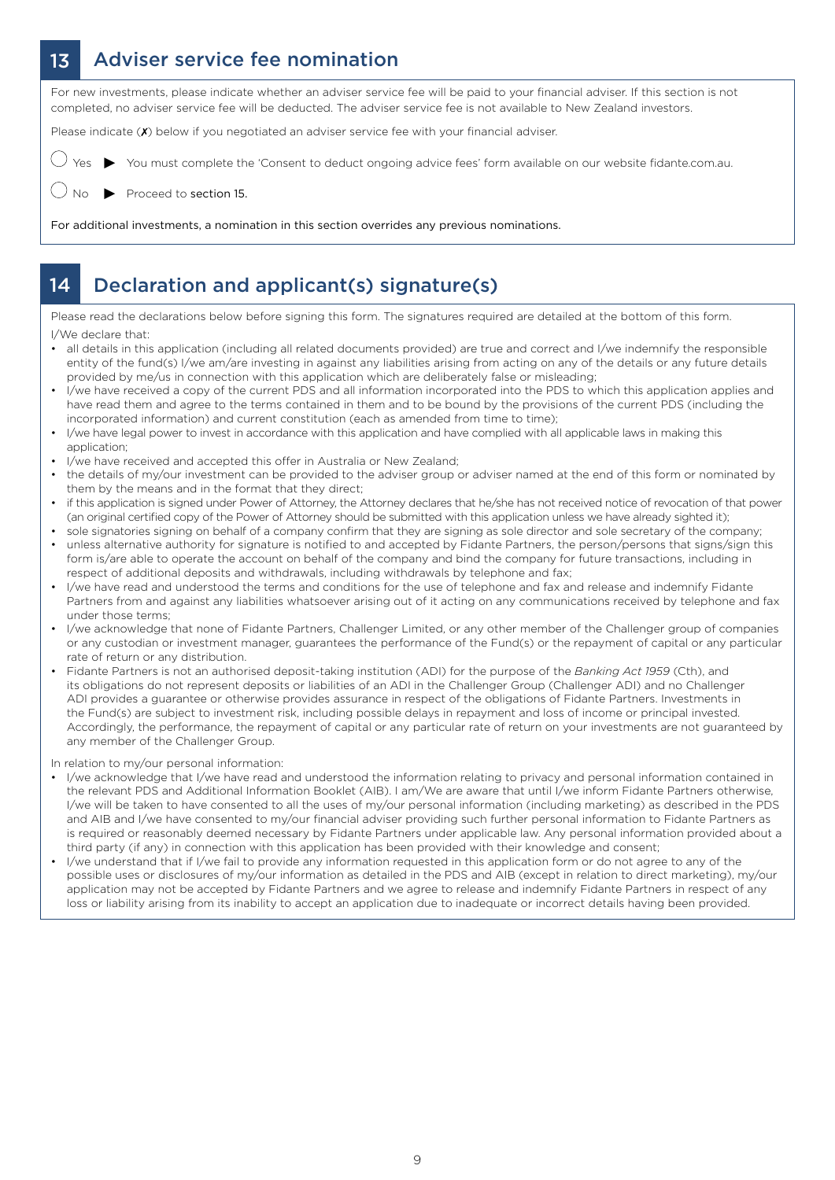## 13 Adviser service fee nomination

For new investments, please indicate whether an adviser service fee will be paid to your financial adviser. If this section is not completed, no adviser service fee will be deducted. The adviser service fee is not available to New Zealand investors.

Please indicate (✗) below if you negotiated an adviser service fee with your financial adviser.

◯ Yes ▶ You must complete the 'Consent to deduct ongoing advice fees' form available on our website fidante.com.au.

◯ No ▶ Proceed to section 15.

For additional investments, a nomination in this section overrides any previous nominations.

## 14 Declaration and applicant(s) signature(s)

Please read the declarations below before signing this form. The signatures required are detailed at the bottom of this form.

I/We declare that:

- all details in this application (including all related documents provided) are true and correct and I/we indemnify the responsible entity of the fund(s) I/we am/are investing in against any liabilities arising from acting on any of the details or any future details provided by me/us in connection with this application which are deliberately false or misleading;
- I/we have received a copy of the current PDS and all information incorporated into the PDS to which this application applies and have read them and agree to the terms contained in them and to be bound by the provisions of the current PDS (including the incorporated information) and current constitution (each as amended from time to time);
- I/we have legal power to invest in accordance with this application and have complied with all applicable laws in making this application;
- I/we have received and accepted this offer in Australia or New Zealand;
- the details of my/our investment can be provided to the adviser group or adviser named at the end of this form or nominated by them by the means and in the format that they direct;
- if this application is signed under Power of Attorney, the Attorney declares that he/she has not received notice of revocation of that power (an original certified copy of the Power of Attorney should be submitted with this application unless we have already sighted it);
- sole signatories signing on behalf of a company confirm that they are signing as sole director and sole secretary of the company;
- unless alternative authority for signature is notified to and accepted by Fidante Partners, the person/persons that signs/sign this form is/are able to operate the account on behalf of the company and bind the company for future transactions, including in respect of additional deposits and withdrawals, including withdrawals by telephone and fax;
- I/we have read and understood the terms and conditions for the use of telephone and fax and release and indemnify Fidante Partners from and against any liabilities whatsoever arising out of it acting on any communications received by telephone and fax under those terms;
- I/we acknowledge that none of Fidante Partners, Challenger Limited, or any other member of the Challenger group of companies or any custodian or investment manager, guarantees the performance of the Fund(s) or the repayment of capital or any particular rate of return or any distribution.
- Fidante Partners is not an authorised deposit-taking institution (ADI) for the purpose of the *Banking Act 1959* (Cth), and its obligations do not represent deposits or liabilities of an ADI in the Challenger Group (Challenger ADI) and no Challenger ADI provides a guarantee or otherwise provides assurance in respect of the obligations of Fidante Partners. Investments in the Fund(s) are subject to investment risk, including possible delays in repayment and loss of income or principal invested. Accordingly, the performance, the repayment of capital or any particular rate of return on your investments are not guaranteed by any member of the Challenger Group.

In relation to my/our personal information:

- I/we acknowledge that I/we have read and understood the information relating to privacy and personal information contained in the relevant PDS and Additional Information Booklet (AIB). I am/We are aware that until I/we inform Fidante Partners otherwise, I/we will be taken to have consented to all the uses of my/our personal information (including marketing) as described in the PDS and AIB and I/we have consented to my/our financial adviser providing such further personal information to Fidante Partners as is required or reasonably deemed necessary by Fidante Partners under applicable law. Any personal information provided about a third party (if any) in connection with this application has been provided with their knowledge and consent;
- I/we understand that if I/we fail to provide any information requested in this application form or do not agree to any of the possible uses or disclosures of my/our information as detailed in the PDS and AIB (except in relation to direct marketing), my/our application may not be accepted by Fidante Partners and we agree to release and indemnify Fidante Partners in respect of any loss or liability arising from its inability to accept an application due to inadequate or incorrect details having been provided.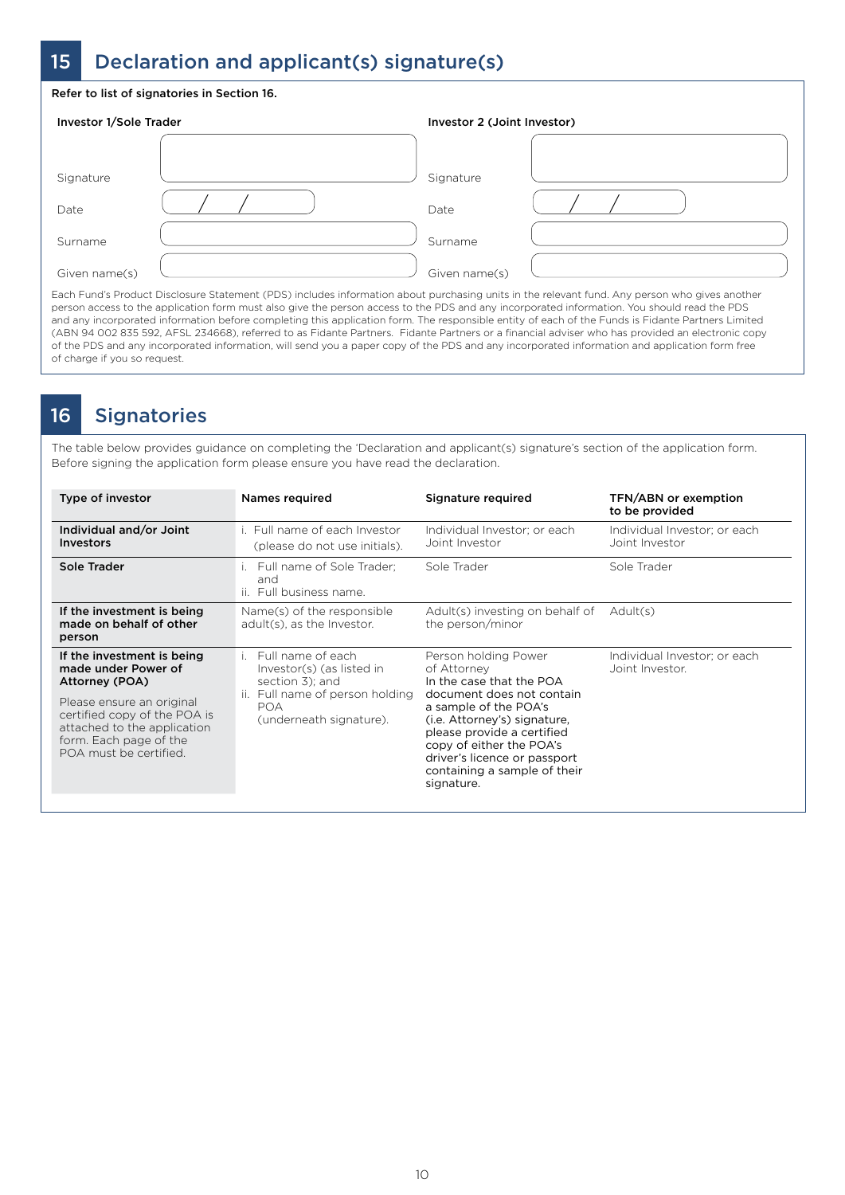## 15 Declaration and applicant(s) signature(s)

**Refer to list of signatories in Section 16.**

| **Investor 1/Sole Trader** | | **Investor 2 (Joint Investor)** | |
|---|---|---|---|
| Signature | | Signature | |
| Date | / / | Date | / / |
| Surname | | Surname | |
| Given name(s) | | Given name(s) | |

Each Fund's Product Disclosure Statement (PDS) includes information about purchasing units in the relevant fund. Any person who gives another person access to the application form must also give the person access to the PDS and any incorporated information. You should read the PDS and any incorporated information before completing this application form. The responsible entity of each of the Funds is Fidante Partners Limited (ABN 94 002 835 592, AFSL 234668), referred to as Fidante Partners. Fidante Partners or a financial adviser who has provided an electronic copy of the PDS and any incorporated information, will send you a paper copy of the PDS and any incorporated information and application form free of charge if you so request.

## 16 Signatories

The table below provides guidance on completing the 'Declaration and applicant(s) signature's section of the application form. Before signing the application form please ensure you have read the declaration.

| Type of investor | Names required | Signature required | TFN/ABN or exemption to be provided |
|---|---|---|---|
| **Individual and/or Joint Investors** | i. Full name of each Investor (please do not use initials). | Individual Investor; or each Joint Investor | Individual Investor; or each Joint Investor |
| **Sole Trader** | i. Full name of Sole Trader; and<br>ii. Full business name. | Sole Trader | Sole Trader |
| **If the investment is being made on behalf of other person** | Name(s) of the responsible adult(s), as the Investor. | Adult(s) investing on behalf of the person/minor | Adult(s) |
| **If the investment is being made under Power of Attorney (POA)**<br><br>Please ensure an original certified copy of the POA is attached to the application form. Each page of the POA must be certified. | i. Full name of each Investor(s) (as listed in section 3); and<br>ii. Full name of person holding POA (underneath signature). | Person holding Power of Attorney<br>In the case that the POA document does not contain a sample of the POA's (i.e. Attorney's) signature, please provide a certified copy of either the POA's driver's licence or passport containing a sample of their signature. | Individual Investor; or each Joint Investor. |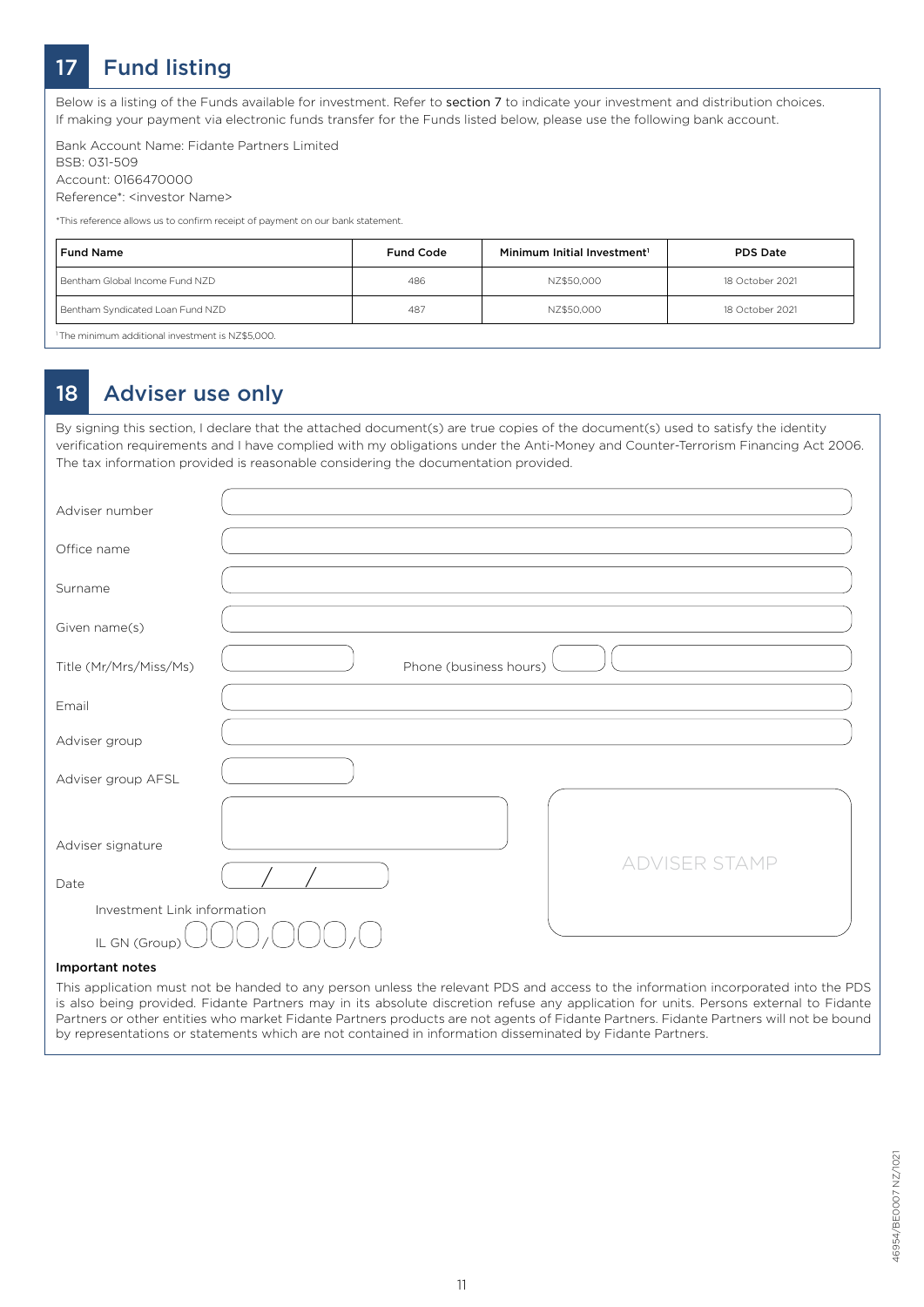## 17 Fund listing

Below is a listing of the Funds available for investment. Refer to section 7 to indicate your investment and distribution choices. If making your payment via electronic funds transfer for the Funds listed below, please use the following bank account.

Bank Account Name: Fidante Partners Limited
BSB: 031-509
Account: 0166470000
Reference*: <investor Name>

*This reference allows us to confirm receipt of payment on our bank statement.

| Fund Name | Fund Code | Minimum Initial Investment[1] | PDS Date |
|---|---|---|---|
| Bentham Global Income Fund NZD | 486 | NZ$50,000 | 18 October 2021 |
| Bentham Syndicated Loan Fund NZD | 487 | NZ$50,000 | 18 October 2021 |

[1] The minimum additional investment is NZ$5,000.

## 18 Adviser use only

By signing this section, I declare that the attached document(s) are true copies of the document(s) used to satisfy the identity verification requirements and I have complied with my obligations under the Anti-Money and Counter-Terrorism Financing Act 2006. The tax information provided is reasonable considering the documentation provided.

Adviser number

Office name

Surname

Given name(s)

Title (Mr/Mrs/Miss/Ms) Phone (business hours)

Email

Adviser group

Adviser group AFSL

Adviser signature

Date / /

ADVISER STAMP

Investment Link information

IL GN (Group) / /

**Important notes**

This application must not be handed to any person unless the relevant PDS and access to the information incorporated into the PDS is also being provided. Fidante Partners may in its absolute discretion refuse any application for units. Persons external to Fidante Partners or other entities who market Fidante Partners products are not agents of Fidante Partners. Fidante Partners will not be bound by representations or statements which are not contained in information disseminated by Fidante Partners.

46954/BE0007 NZ/1021